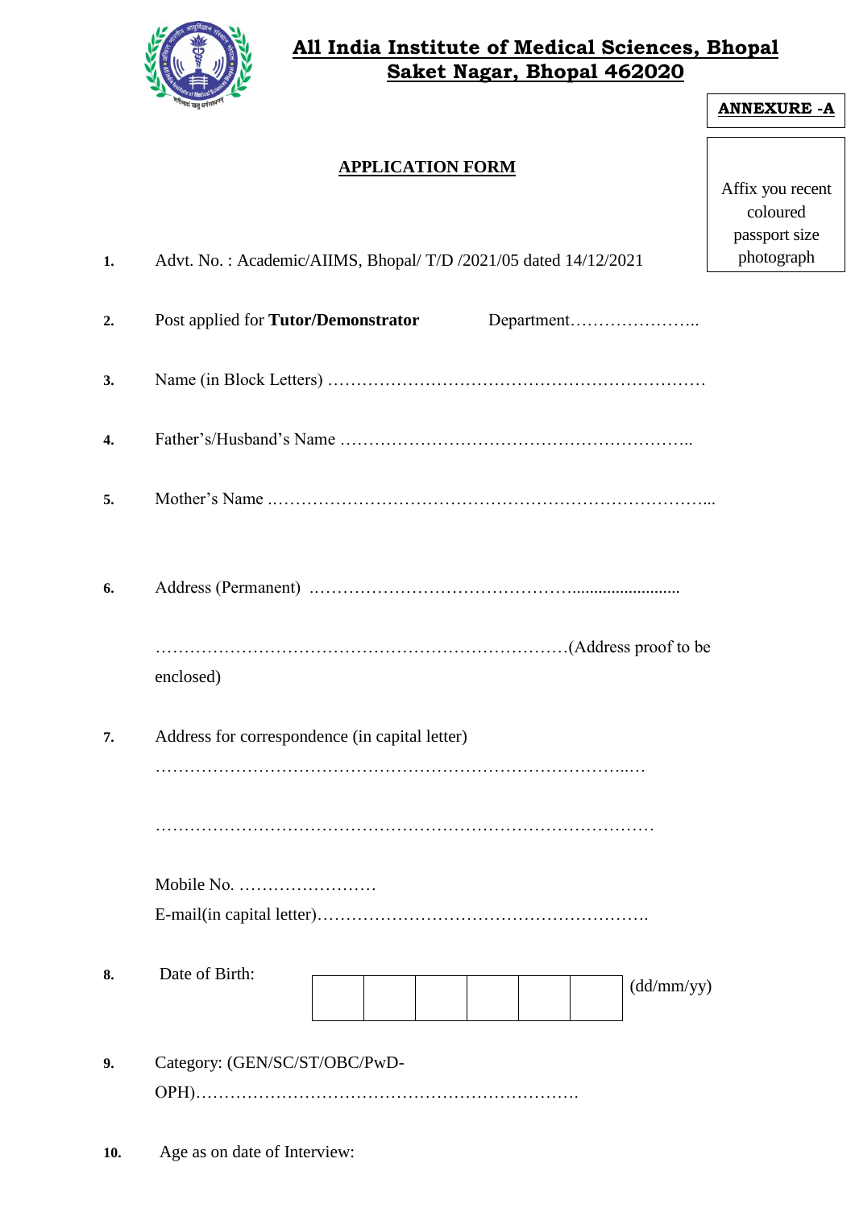# All India Institute of Medical Sciences, Bhopal
## Saket Nagar, Bhopal 462020

**ANNEXURE -A**

## APPLICATION FORM

Affix you recent coloured passport size photograph

1. Advt. No. : Academic/AIIMS, Bhopal/ T/D /2021/05 dated 14/12/2021

2. Post applied for **Tutor/Demonstrator** Department…………………..

3. Name (in Block Letters) …………………………………………………………

4. Father's/Husband's Name ……………………………………………………..

5. Mother's Name .……………………………………………………………………...

6. Address (Permanent) .…………………………………….........................

   ………………………………………………………………(Address proof to be enclosed)

7. Address for correspondence (in capital letter)

   ………………………………………………………………………..…

   …………………………………………………………………………

   Mobile No. ……………………

   E-mail(in capital letter)………………………………………………….

8. Date of Birth:

| | | | | | |
|---|---|---|---|---|---|
| | | | | | |

(dd/mm/yy)

9. Category: (GEN/SC/ST/OBC/PwD-OPH)…………………………………………………………

10. Age as on date of Interview: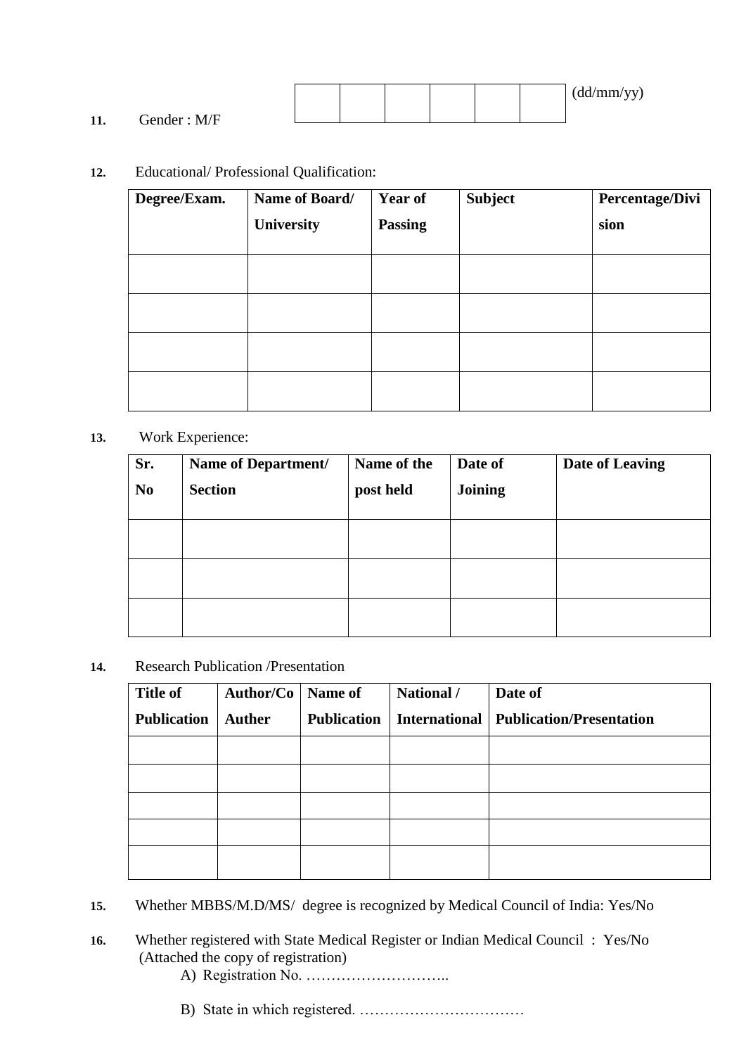| | | | | | |
|---|---|---|---|---|---|

(dd/mm/yy)

**11.** Gender : M/F

**12.** Educational/ Professional Qualification:

| **Degree/Exam.** | **Name of Board/ University** | **Year of Passing** | **Subject** | **Percentage/Division** |
|---|---|---|---|---|
| | | | | |
| | | | | |
| | | | | |
| | | | | |

**13.** Work Experience:

| **Sr. No** | **Name of Department/ Section** | **Name of the post held** | **Date of Joining** | **Date of Leaving** |
|---|---|---|---|---|
| | | | | |
| | | | | |
| | | | | |

**14.** Research Publication /Presentation

| **Title of Publication** | **Author/Co Auther** | **Name of Publication** | **National / International** | **Date of Publication/Presentation** |
|---|---|---|---|---|
| | | | | |
| | | | | |
| | | | | |
| | | | | |
| | | | | |

**15.** Whether MBBS/M.D/MS/ degree is recognized by Medical Council of India: Yes/No

**16.** Whether registered with State Medical Register or Indian Medical Council : Yes/No (Attached the copy of registration)

A) Registration No. ………………………..

B) State in which registered. ……………………………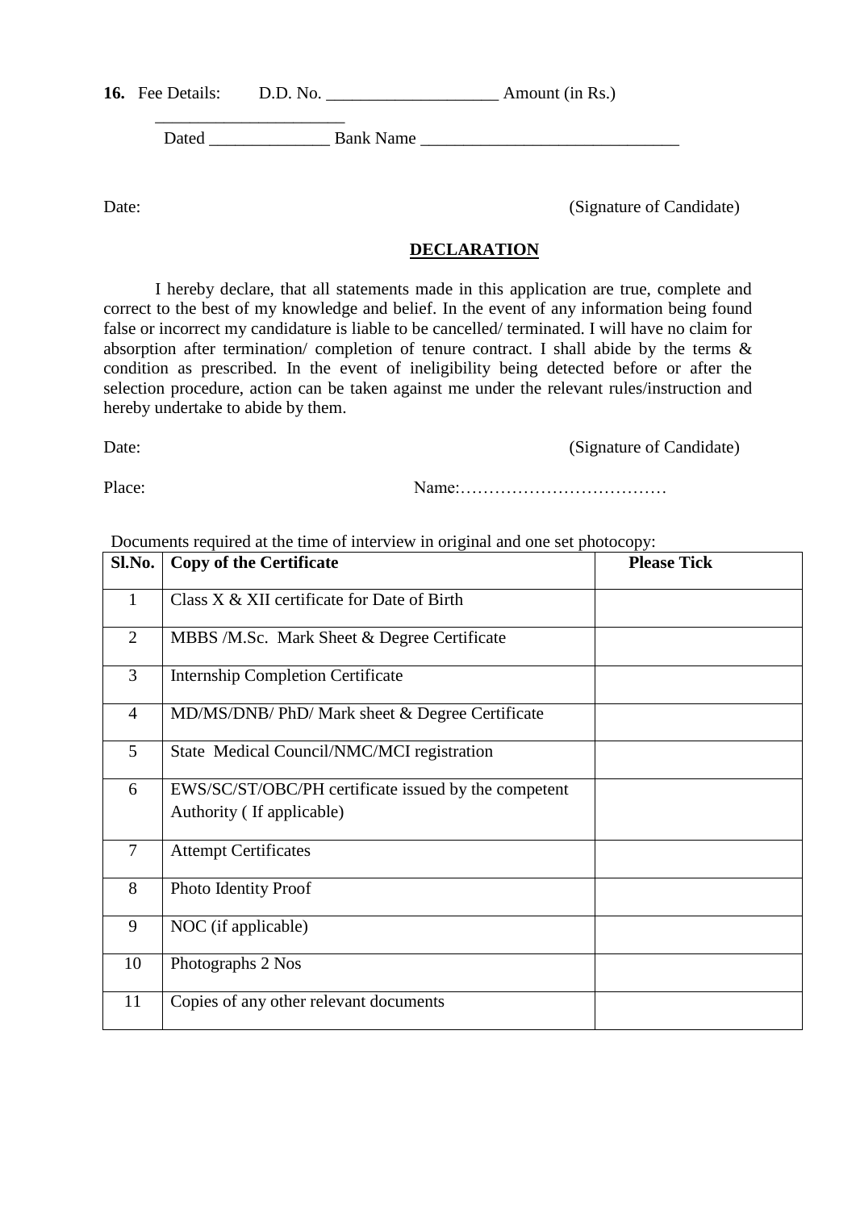**16.** Fee Details: D.D. No. ____________________ Amount (in Rs.) ______________________

Dated ______________ Bank Name ______________________________

Date: (Signature of Candidate)

## DECLARATION

I hereby declare, that all statements made in this application are true, complete and correct to the best of my knowledge and belief. In the event of any information being found false or incorrect my candidature is liable to be cancelled/ terminated. I will have no claim for absorption after termination/ completion of tenure contract. I shall abide by the terms & condition as prescribed. In the event of ineligibility being detected before or after the selection procedure, action can be taken against me under the relevant rules/instruction and hereby undertake to abide by them.

Date: (Signature of Candidate)

Place: Name:………………………………

Documents required at the time of interview in original and one set photocopy:

| Sl.No. | Copy of the Certificate | Please Tick |
|---|---|---|
| 1 | Class X & XII certificate for Date of Birth | |
| 2 | MBBS /M.Sc. Mark Sheet & Degree Certificate | |
| 3 | Internship Completion Certificate | |
| 4 | MD/MS/DNB/ PhD/ Mark sheet & Degree Certificate | |
| 5 | State Medical Council/NMC/MCI registration | |
| 6 | EWS/SC/ST/OBC/PH certificate issued by the competent Authority ( If applicable) | |
| 7 | Attempt Certificates | |
| 8 | Photo Identity Proof | |
| 9 | NOC (if applicable) | |
| 10 | Photographs 2 Nos | |
| 11 | Copies of any other relevant documents | |